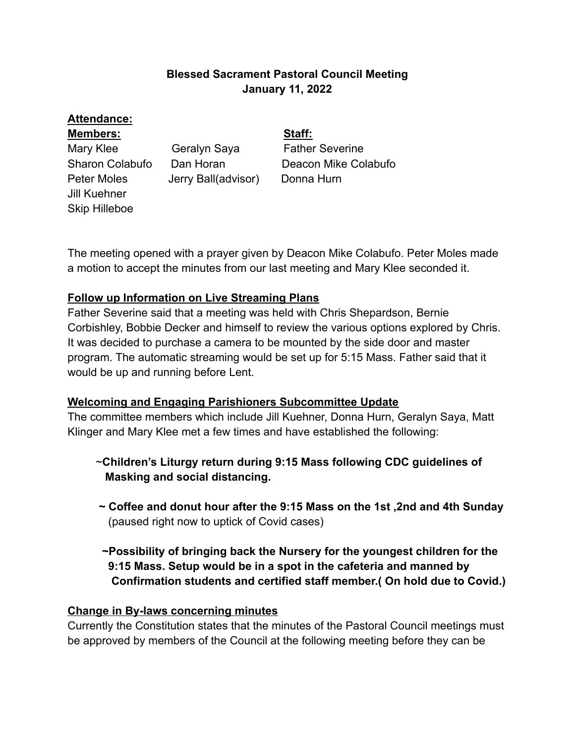**Blessed Sacrament Pastoral Council Meeting**
**January 11, 2022**

**Attendance:**

| **Members:** | | **Staff:** |
| --- | --- | --- |
| Mary Klee | Geralyn Saya | Father Severine |
| Sharon Colabufo | Dan Horan | Deacon Mike Colabufo |
| Peter Moles | Jerry Ball(advisor) | Donna Hurn |
| Jill Kuehner | | |
| Skip Hilleboe | | |

The meeting opened with a prayer given by Deacon Mike Colabufo. Peter Moles made a motion to accept the minutes from our last meeting and Mary Klee seconded it.

**Follow up Information on Live Streaming Plans**

Father Severine said that a meeting was held with Chris Shepardson, Bernie Corbishley, Bobbie Decker and himself to review the various options explored by Chris. It was decided to purchase a camera to be mounted by the side door and master program. The automatic streaming would be set up for 5:15 Mass. Father said that it would be up and running before Lent.

**Welcoming and Engaging Parishioners Subcommittee Update**

The committee members which include Jill Kuehner, Donna Hurn, Geralyn Saya, Matt Klinger and Mary Klee met a few times and have established the following:

~**Children's Liturgy return during 9:15 Mass following CDC guidelines of Masking and social distancing.**

~ **Coffee and donut hour after the 9:15 Mass on the 1st ,2nd and 4th Sunday** (paused right now to uptick of Covid cases)

~**Possibility of bringing back the Nursery for the youngest children for the 9:15 Mass. Setup would be in a spot in the cafeteria and manned by Confirmation students and certified staff member.( On hold due to Covid.)**

**Change in By-laws concerning minutes**

Currently the Constitution states that the minutes of the Pastoral Council meetings must be approved by members of the Council at the following meeting before they can be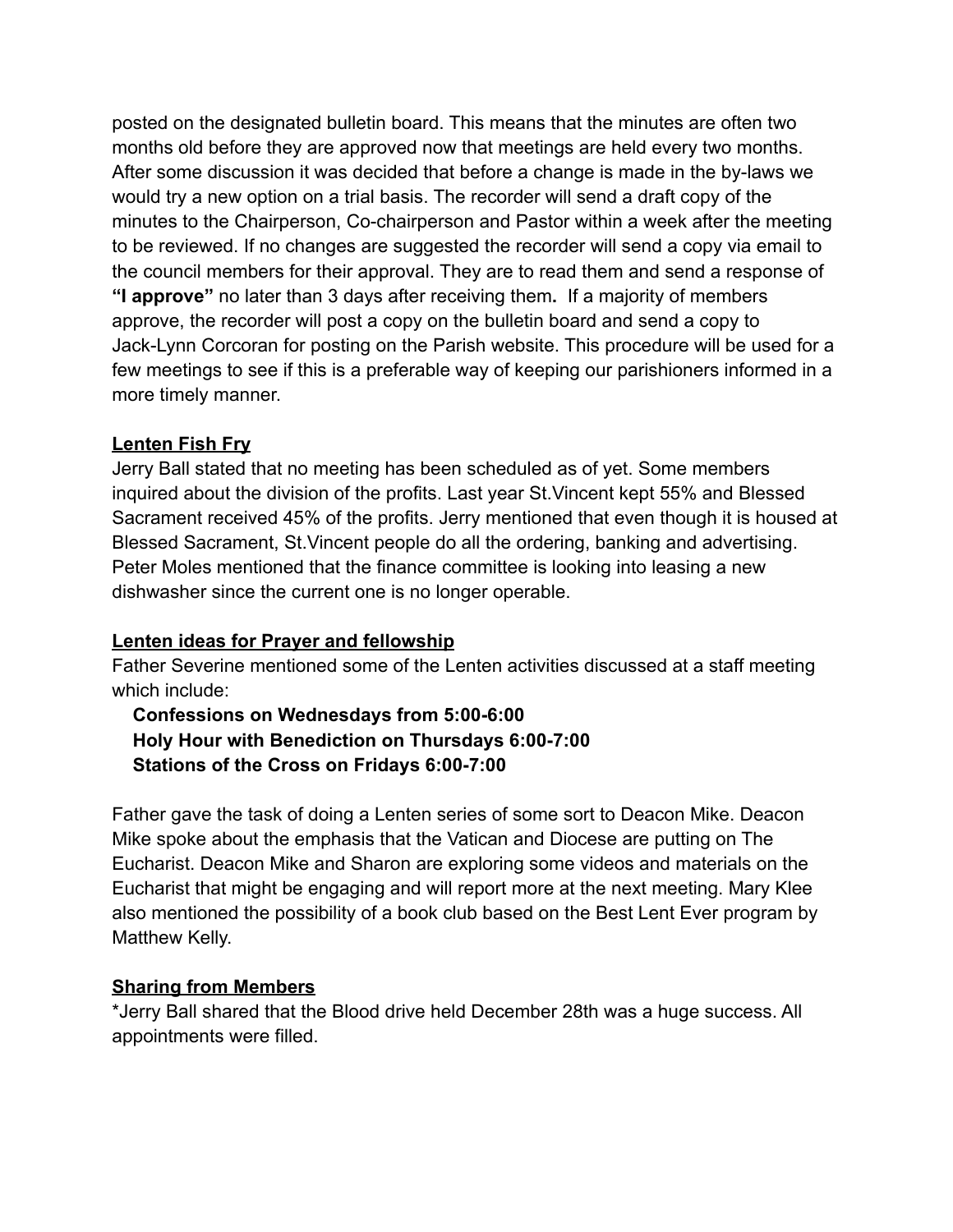posted on the designated bulletin board. This means that the minutes are often two months old before they are approved now that meetings are held every two months. After some discussion it was decided that before a change is made in the by-laws we would try a new option on a trial basis. The recorder will send a draft copy of the minutes to the Chairperson, Co-chairperson and Pastor within a week after the meeting to be reviewed. If no changes are suggested the recorder will send a copy via email to the council members for their approval. They are to read them and send a response of **"I approve"** no later than 3 days after receiving them**.** If a majority of members approve, the recorder will post a copy on the bulletin board and send a copy to Jack-Lynn Corcoran for posting on the Parish website. This procedure will be used for a few meetings to see if this is a preferable way of keeping our parishioners informed in a more timely manner.

**Lenten Fish Fry**

Jerry Ball stated that no meeting has been scheduled as of yet. Some members inquired about the division of the profits. Last year St.Vincent kept 55% and Blessed Sacrament received 45% of the profits. Jerry mentioned that even though it is housed at Blessed Sacrament, St.Vincent people do all the ordering, banking and advertising. Peter Moles mentioned that the finance committee is looking into leasing a new dishwasher since the current one is no longer operable.

**Lenten ideas for Prayer and fellowship**

Father Severine mentioned some of the Lenten activities discussed at a staff meeting which include:

**Confessions on Wednesdays from 5:00-6:00**
**Holy Hour with Benediction on Thursdays 6:00-7:00**
**Stations of the Cross on Fridays 6:00-7:00**

Father gave the task of doing a Lenten series of some sort to Deacon Mike. Deacon Mike spoke about the emphasis that the Vatican and Diocese are putting on The Eucharist. Deacon Mike and Sharon are exploring some videos and materials on the Eucharist that might be engaging and will report more at the next meeting. Mary Klee also mentioned the possibility of a book club based on the Best Lent Ever program by Matthew Kelly.

**Sharing from Members**

*Jerry Ball shared that the Blood drive held December 28th was a huge success. All appointments were filled.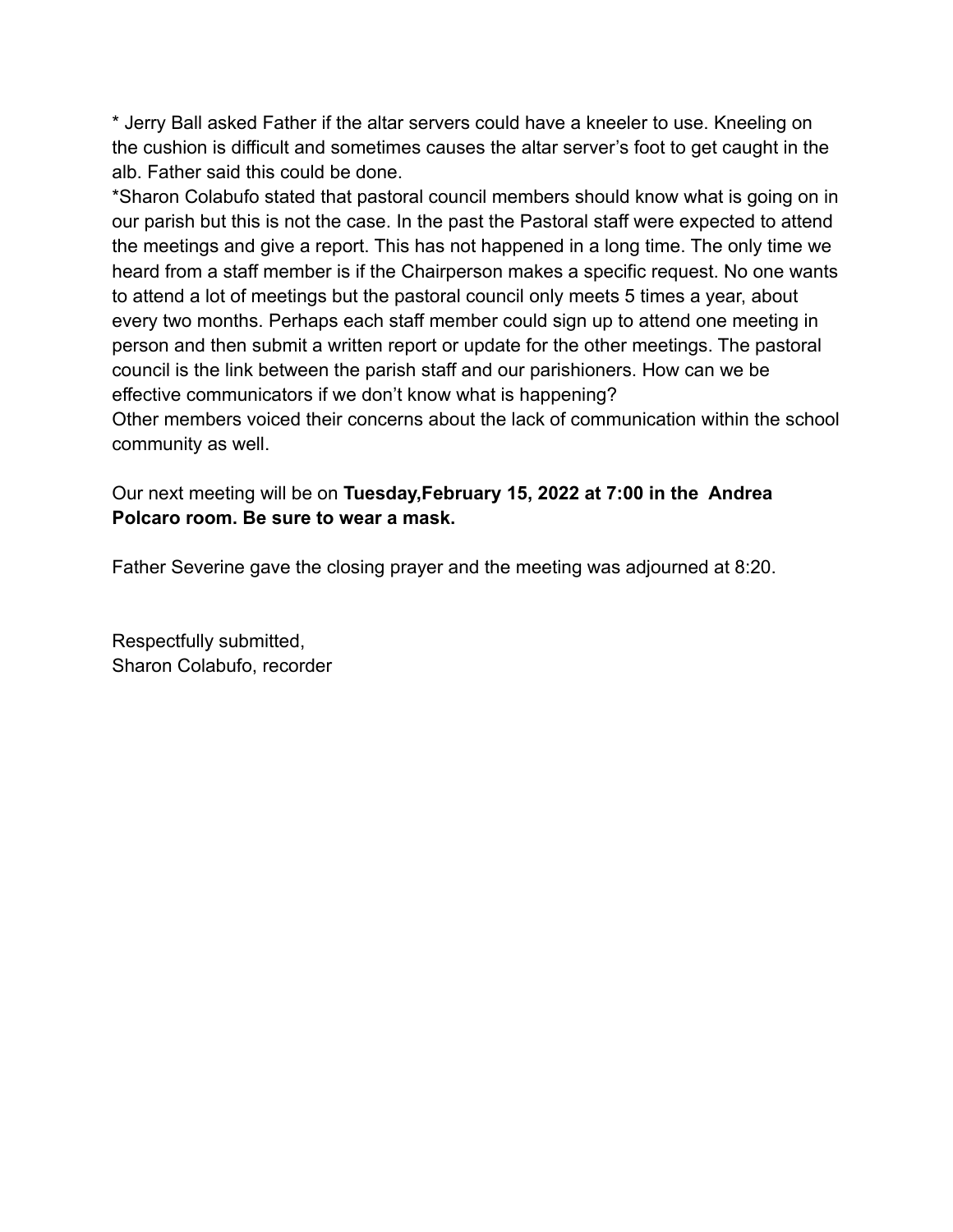* Jerry Ball asked Father if the altar servers could have a kneeler to use. Kneeling on the cushion is difficult and sometimes causes the altar server's foot to get caught in the alb. Father said this could be done.

*Sharon Colabufo stated that pastoral council members should know what is going on in our parish but this is not the case. In the past the Pastoral staff were expected to attend the meetings and give a report. This has not happened in a long time. The only time we heard from a staff member is if the Chairperson makes a specific request. No one wants to attend a lot of meetings but the pastoral council only meets 5 times a year, about every two months. Perhaps each staff member could sign up to attend one meeting in person and then submit a written report or update for the other meetings. The pastoral council is the link between the parish staff and our parishioners. How can we be effective communicators if we don't know what is happening?

Other members voiced their concerns about the lack of communication within the school community as well.

Our next meeting will be on **Tuesday,February 15, 2022 at 7:00 in the Andrea Polcaro room. Be sure to wear a mask.**

Father Severine gave the closing prayer and the meeting was adjourned at 8:20.

Respectfully submitted,
Sharon Colabufo, recorder